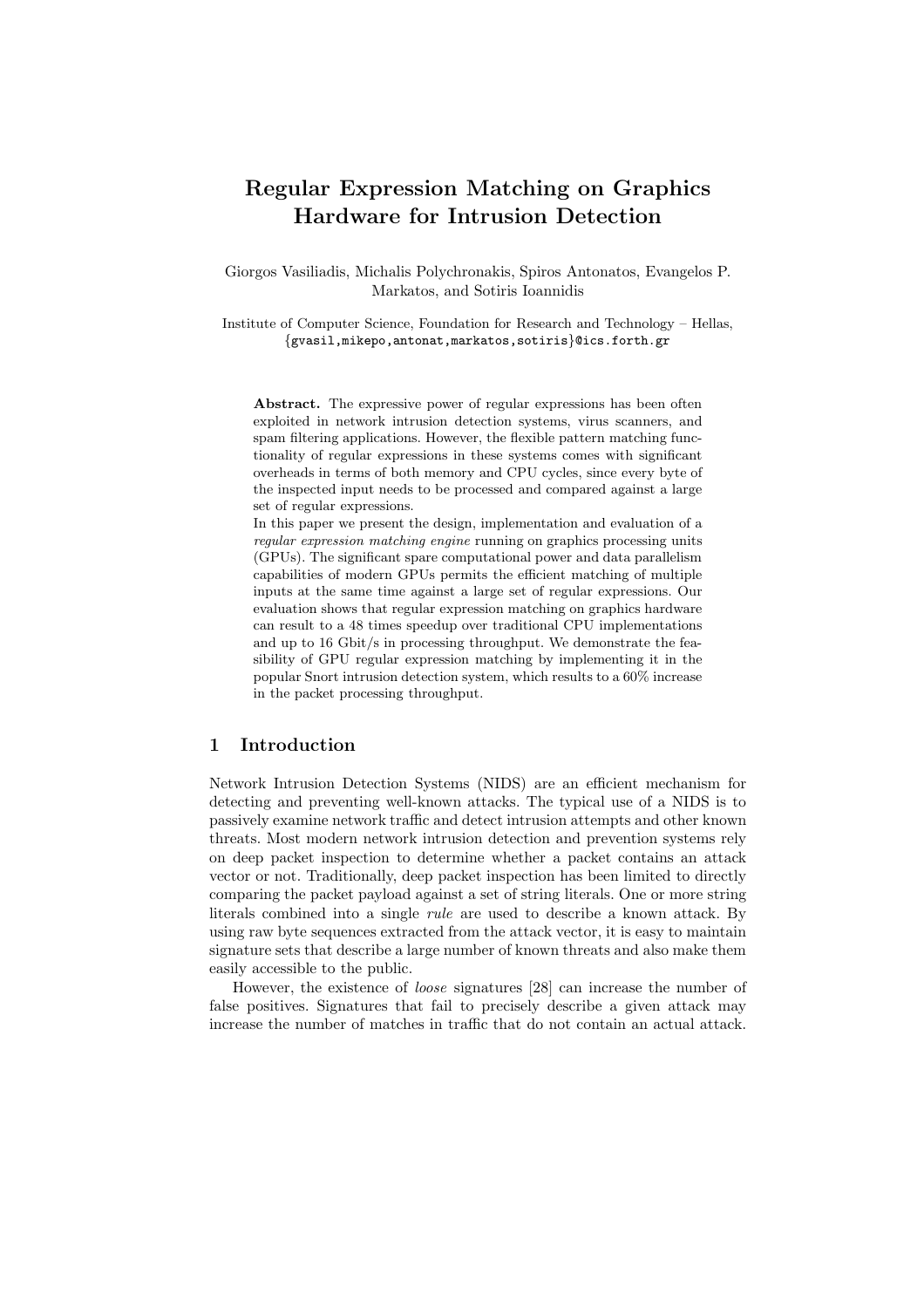# Regular Expression Matching on Graphics Hardware for Intrusion Detection

Giorgos Vasiliadis, Michalis Polychronakis, Spiros Antonatos, Evangelos P. Markatos, and Sotiris Ioannidis

Institute of Computer Science, Foundation for Research and Technology – Hellas, {gvasil,mikepo,antonat,markatos,sotiris}@ics.forth.gr

**Abstract.** The expressive power of regular expressions has been often exploited in network intrusion detection systems, virus scanners, and spam filtering applications. However, the flexible pattern matching functionality of regular expressions in these systems comes with significant overheads in terms of both memory and CPU cycles, since every byte of the inspected input needs to be processed and compared against a large set of regular expressions.

In this paper we present the design, implementation and evaluation of a *regular expression matching engine* running on graphics processing units (GPUs). The significant spare computational power and data parallelism capabilities of modern GPUs permits the efficient matching of multiple inputs at the same time against a large set of regular expressions. Our evaluation shows that regular expression matching on graphics hardware can result to a 48 times speedup over traditional CPU implementations and up to 16 Gbit/s in processing throughput. We demonstrate the feasibility of GPU regular expression matching by implementing it in the popular Snort intrusion detection system, which results to a 60% increase in the packet processing throughput.

## 1 Introduction

Network Intrusion Detection Systems (NIDS) are an efficient mechanism for detecting and preventing well-known attacks. The typical use of a NIDS is to passively examine network traffic and detect intrusion attempts and other known threats. Most modern network intrusion detection and prevention systems rely on deep packet inspection to determine whether a packet contains an attack vector or not. Traditionally, deep packet inspection has been limited to directly comparing the packet payload against a set of string literals. One or more string literals combined into a single *rule* are used to describe a known attack. By using raw byte sequences extracted from the attack vector, it is easy to maintain signature sets that describe a large number of known threats and also make them easily accessible to the public.

However, the existence of *loose* signatures [28] can increase the number of false positives. Signatures that fail to precisely describe a given attack may increase the number of matches in traffic that do not contain an actual attack.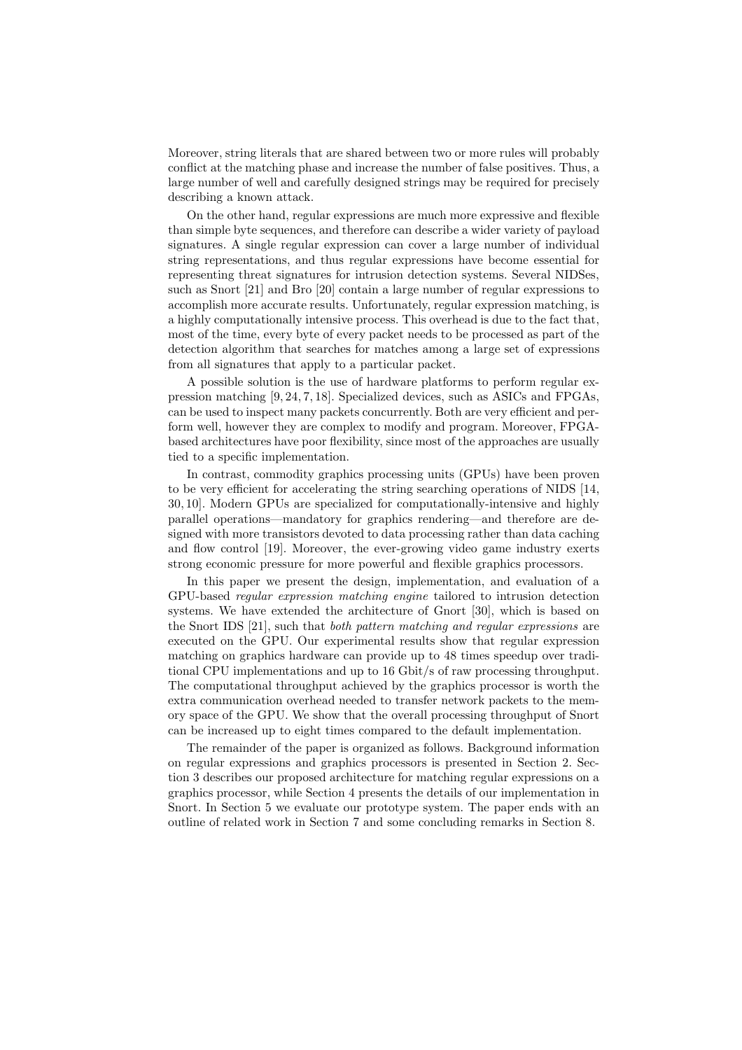Moreover, string literals that are shared between two or more rules will probably conflict at the matching phase and increase the number of false positives. Thus, a large number of well and carefully designed strings may be required for precisely describing a known attack.

On the other hand, regular expressions are much more expressive and flexible than simple byte sequences, and therefore can describe a wider variety of payload signatures. A single regular expression can cover a large number of individual string representations, and thus regular expressions have become essential for representing threat signatures for intrusion detection systems. Several NIDSes, such as Snort [21] and Bro [20] contain a large number of regular expressions to accomplish more accurate results. Unfortunately, regular expression matching, is a highly computationally intensive process. This overhead is due to the fact that, most of the time, every byte of every packet needs to be processed as part of the detection algorithm that searches for matches among a large set of expressions from all signatures that apply to a particular packet.

A possible solution is the use of hardware platforms to perform regular expression matching [9, 24, 7, 18]. Specialized devices, such as ASICs and FPGAs, can be used to inspect many packets concurrently. Both are very efficient and perform well, however they are complex to modify and program. Moreover, FPGA-based architectures have poor flexibility, since most of the approaches are usually tied to a specific implementation.

In contrast, commodity graphics processing units (GPUs) have been proven to be very efficient for accelerating the string searching operations of NIDS [14, 30, 10]. Modern GPUs are specialized for computationally-intensive and highly parallel operations—mandatory for graphics rendering—and therefore are designed with more transistors devoted to data processing rather than data caching and flow control [19]. Moreover, the ever-growing video game industry exerts strong economic pressure for more powerful and flexible graphics processors.

In this paper we present the design, implementation, and evaluation of a GPU-based *regular expression matching engine* tailored to intrusion detection systems. We have extended the architecture of Gnort [30], which is based on the Snort IDS [21], such that *both pattern matching and regular expressions* are executed on the GPU. Our experimental results show that regular expression matching on graphics hardware can provide up to 48 times speedup over traditional CPU implementations and up to 16 Gbit/s of raw processing throughput. The computational throughput achieved by the graphics processor is worth the extra communication overhead needed to transfer network packets to the memory space of the GPU. We show that the overall processing throughput of Snort can be increased up to eight times compared to the default implementation.

The remainder of the paper is organized as follows. Background information on regular expressions and graphics processors is presented in Section 2. Section 3 describes our proposed architecture for matching regular expressions on a graphics processor, while Section 4 presents the details of our implementation in Snort. In Section 5 we evaluate our prototype system. The paper ends with an outline of related work in Section 7 and some concluding remarks in Section 8.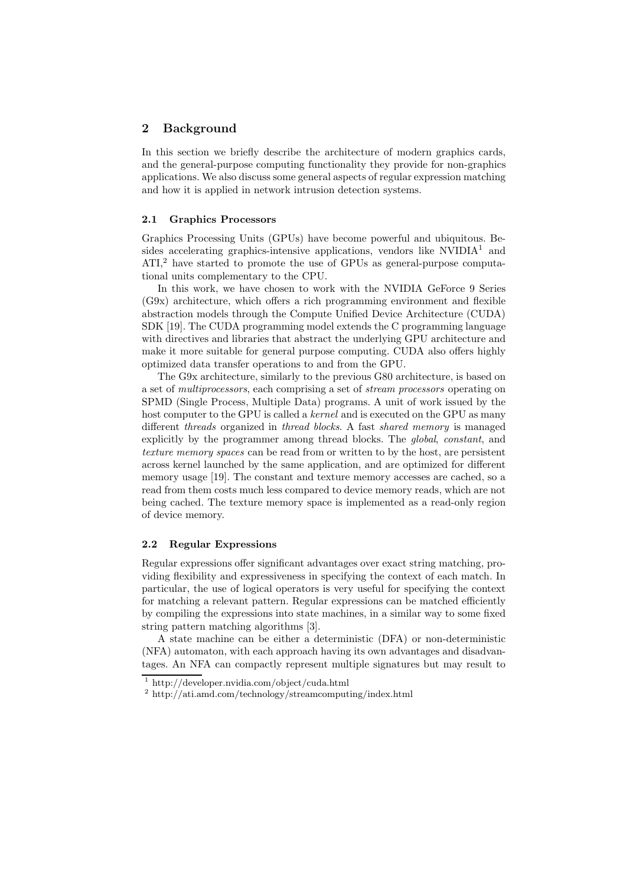## 2 Background

In this section we briefly describe the architecture of modern graphics cards, and the general-purpose computing functionality they provide for non-graphics applications. We also discuss some general aspects of regular expression matching and how it is applied in network intrusion detection systems.

### 2.1 Graphics Processors

Graphics Processing Units (GPUs) have become powerful and ubiquitous. Besides accelerating graphics-intensive applications, vendors like NVIDIA[1] and ATI,[2] have started to promote the use of GPUs as general-purpose computational units complementary to the CPU.

In this work, we have chosen to work with the NVIDIA GeForce 9 Series (G9x) architecture, which offers a rich programming environment and flexible abstraction models through the Compute Unified Device Architecture (CUDA) SDK [19]. The CUDA programming model extends the C programming language with directives and libraries that abstract the underlying GPU architecture and make it more suitable for general purpose computing. CUDA also offers highly optimized data transfer operations to and from the GPU.

The G9x architecture, similarly to the previous G80 architecture, is based on a set of *multiprocessors*, each comprising a set of *stream processors* operating on SPMD (Single Process, Multiple Data) programs. A unit of work issued by the host computer to the GPU is called a *kernel* and is executed on the GPU as many different *threads* organized in *thread blocks*. A fast *shared memory* is managed explicitly by the programmer among thread blocks. The *global*, *constant*, and *texture memory spaces* can be read from or written to by the host, are persistent across kernel launched by the same application, and are optimized for different memory usage [19]. The constant and texture memory accesses are cached, so a read from them costs much less compared to device memory reads, which are not being cached. The texture memory space is implemented as a read-only region of device memory.

### 2.2 Regular Expressions

Regular expressions offer significant advantages over exact string matching, providing flexibility and expressiveness in specifying the context of each match. In particular, the use of logical operators is very useful for specifying the context for matching a relevant pattern. Regular expressions can be matched efficiently by compiling the expressions into state machines, in a similar way to some fixed string pattern matching algorithms [3].

A state machine can be either a deterministic (DFA) or non-deterministic (NFA) automaton, with each approach having its own advantages and disadvantages. An NFA can compactly represent multiple signatures but may result to

[1] http://developer.nvidia.com/object/cuda.html

[2] http://ati.amd.com/technology/streamcomputing/index.html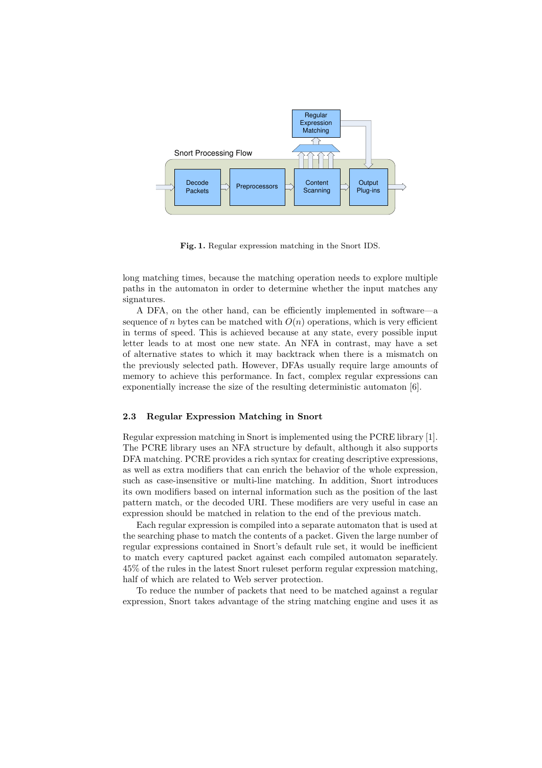Regular Expression Matching

Snort Processing Flow

Decode Packets

Preprocessors

Content Scanning

Output Plug-ins

**Fig. 1.** Regular expression matching in the Snort IDS.

long matching times, because the matching operation needs to explore multiple paths in the automaton in order to determine whether the input matches any signatures.

A DFA, on the other hand, can be efficiently implemented in software—a sequence of $n$ bytes can be matched with $O(n)$ operations, which is very efficient in terms of speed. This is achieved because at any state, every possible input letter leads to at most one new state. An NFA in contrast, may have a set of alternative states to which it may backtrack when there is a mismatch on the previously selected path. However, DFAs usually require large amounts of memory to achieve this performance. In fact, complex regular expressions can exponentially increase the size of the resulting deterministic automaton [6].

### 2.3 Regular Expression Matching in Snort

Regular expression matching in Snort is implemented using the PCRE library [1]. The PCRE library uses an NFA structure by default, although it also supports DFA matching. PCRE provides a rich syntax for creating descriptive expressions, as well as extra modifiers that can enrich the behavior of the whole expression, such as case-insensitive or multi-line matching. In addition, Snort introduces its own modifiers based on internal information such as the position of the last pattern match, or the decoded URI. These modifiers are very useful in case an expression should be matched in relation to the end of the previous match.

Each regular expression is compiled into a separate automaton that is used at the searching phase to match the contents of a packet. Given the large number of regular expressions contained in Snort's default rule set, it would be inefficient to match every captured packet against each compiled automaton separately. 45% of the rules in the latest Snort ruleset perform regular expression matching, half of which are related to Web server protection.

To reduce the number of packets that need to be matched against a regular expression, Snort takes advantage of the string matching engine and uses it as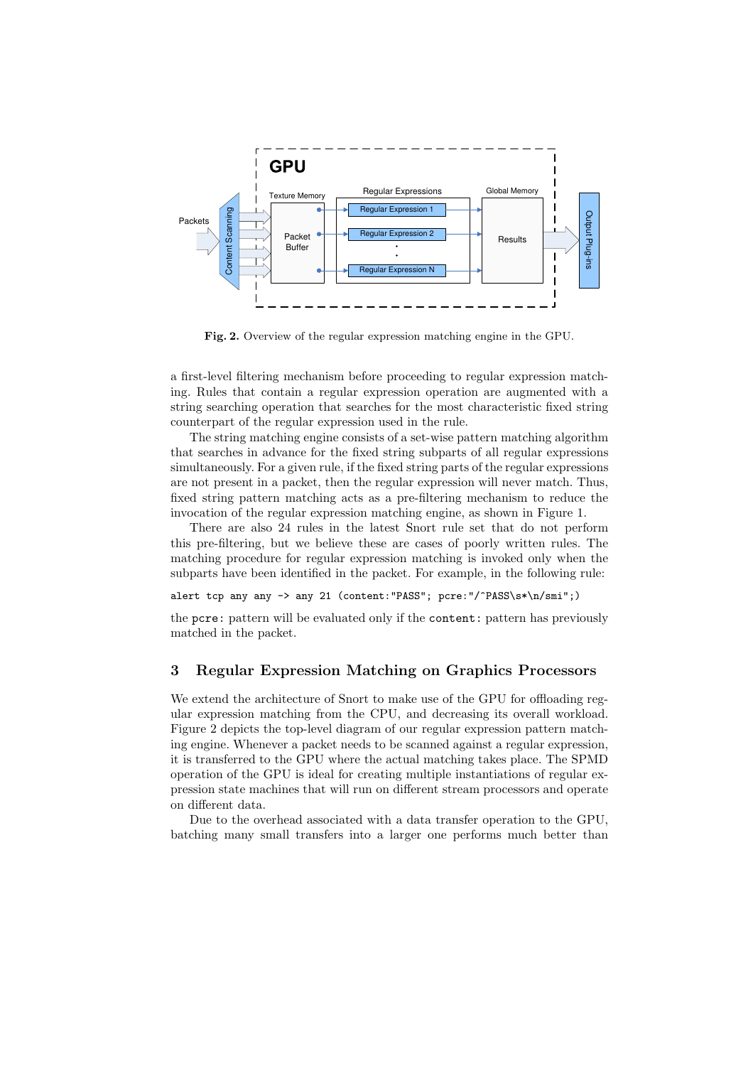**Fig. 2.** Overview of the regular expression matching engine in the GPU.

a first-level filtering mechanism before proceeding to regular expression matching. Rules that contain a regular expression operation are augmented with a string searching operation that searches for the most characteristic fixed string counterpart of the regular expression used in the rule.

The string matching engine consists of a set-wise pattern matching algorithm that searches in advance for the fixed string subparts of all regular expressions simultaneously. For a given rule, if the fixed string parts of the regular expressions are not present in a packet, then the regular expression will never match. Thus, fixed string pattern matching acts as a pre-filtering mechanism to reduce the invocation of the regular expression matching engine, as shown in Figure 1.

There are also 24 rules in the latest Snort rule set that do not perform this pre-filtering, but we believe these are cases of poorly written rules. The matching procedure for regular expression matching is invoked only when the subparts have been identified in the packet. For example, in the following rule:

```
alert tcp any any -> any 21 (content:"PASS"; pcre:"/^PASS\s*\n/smi";)
```

the `pcre:` pattern will be evaluated only if the `content:` pattern has previously matched in the packet.

## 3 Regular Expression Matching on Graphics Processors

We extend the architecture of Snort to make use of the GPU for offloading regular expression matching from the CPU, and decreasing its overall workload. Figure 2 depicts the top-level diagram of our regular expression pattern matching engine. Whenever a packet needs to be scanned against a regular expression, it is transferred to the GPU where the actual matching takes place. The SPMD operation of the GPU is ideal for creating multiple instantiations of regular expression state machines that will run on different stream processors and operate on different data.

Due to the overhead associated with a data transfer operation to the GPU, batching many small transfers into a larger one performs much better than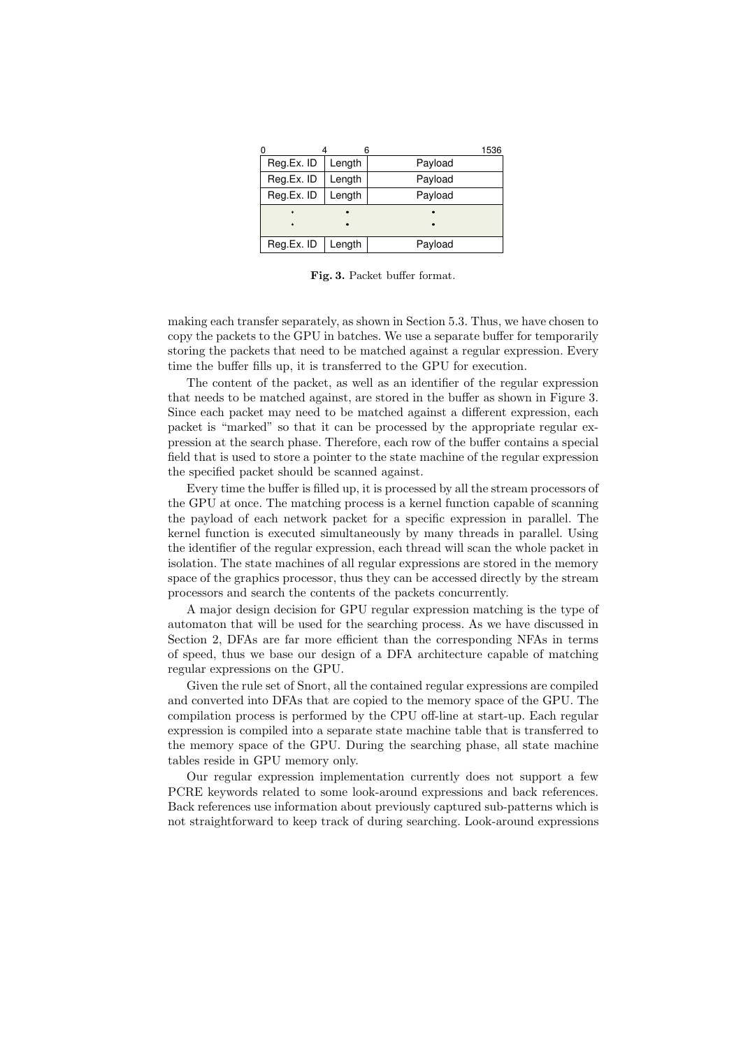| 0 | 4 | 6 | 1536 |
|---|---|---|---|
| Reg.Ex. ID | Length | Payload | |
| Reg.Ex. ID | Length | Payload | |
| Reg.Ex. ID | Length | Payload | |
| • | • | • | |
| • | • | • | |
| Reg.Ex. ID | Length | Payload | |

**Fig. 3.** Packet buffer format.

making each transfer separately, as shown in Section 5.3. Thus, we have chosen to copy the packets to the GPU in batches. We use a separate buffer for temporarily storing the packets that need to be matched against a regular expression. Every time the buffer fills up, it is transferred to the GPU for execution.

The content of the packet, as well as an identifier of the regular expression that needs to be matched against, are stored in the buffer as shown in Figure 3. Since each packet may need to be matched against a different expression, each packet is "marked" so that it can be processed by the appropriate regular expression at the search phase. Therefore, each row of the buffer contains a special field that is used to store a pointer to the state machine of the regular expression the specified packet should be scanned against.

Every time the buffer is filled up, it is processed by all the stream processors of the GPU at once. The matching process is a kernel function capable of scanning the payload of each network packet for a specific expression in parallel. The kernel function is executed simultaneously by many threads in parallel. Using the identifier of the regular expression, each thread will scan the whole packet in isolation. The state machines of all regular expressions are stored in the memory space of the graphics processor, thus they can be accessed directly by the stream processors and search the contents of the packets concurrently.

A major design decision for GPU regular expression matching is the type of automaton that will be used for the searching process. As we have discussed in Section 2, DFAs are far more efficient than the corresponding NFAs in terms of speed, thus we base our design of a DFA architecture capable of matching regular expressions on the GPU.

Given the rule set of Snort, all the contained regular expressions are compiled and converted into DFAs that are copied to the memory space of the GPU. The compilation process is performed by the CPU off-line at start-up. Each regular expression is compiled into a separate state machine table that is transferred to the memory space of the GPU. During the searching phase, all state machine tables reside in GPU memory only.

Our regular expression implementation currently does not support a few PCRE keywords related to some look-around expressions and back references. Back references use information about previously captured sub-patterns which is not straightforward to keep track of during searching. Look-around expressions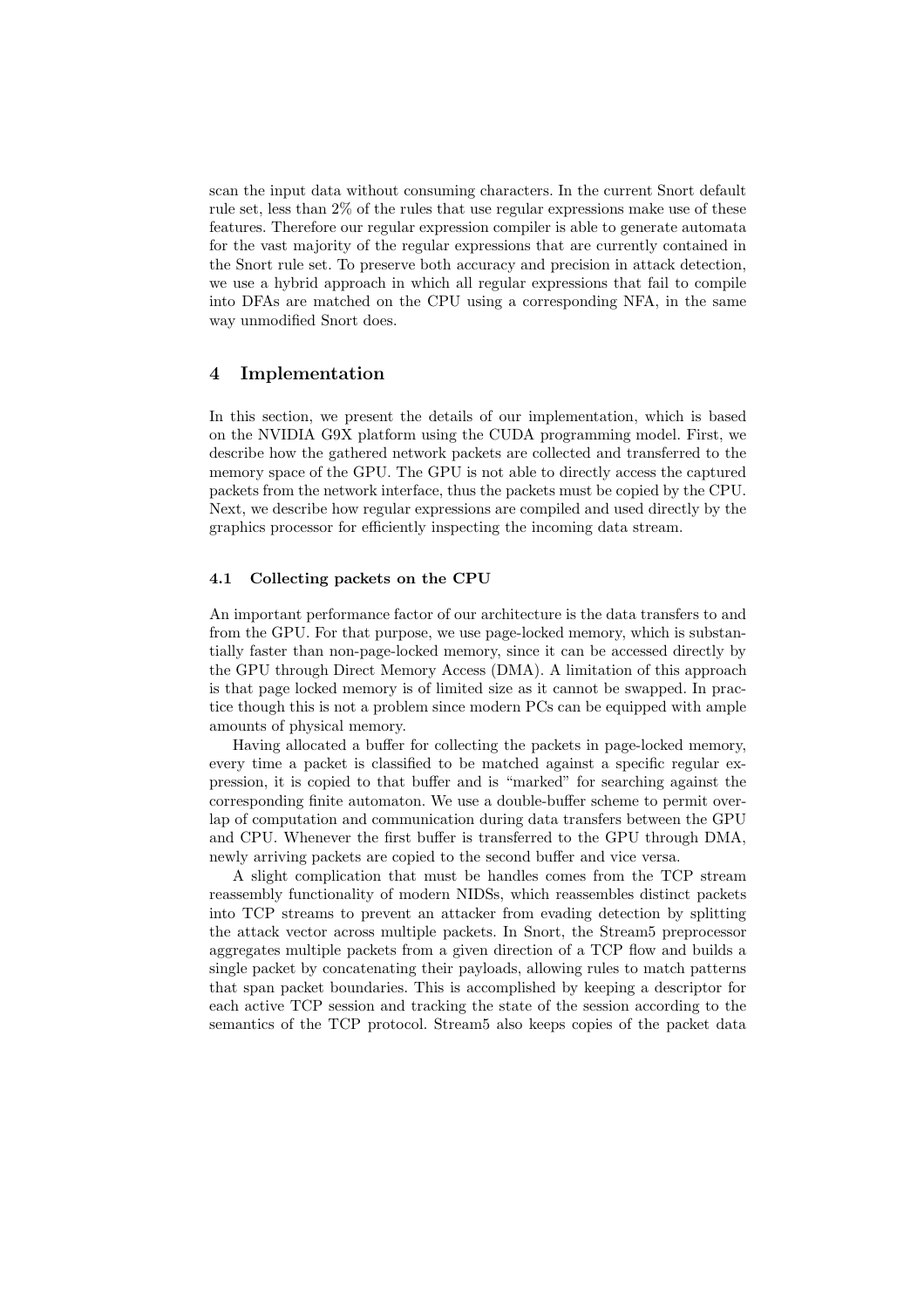scan the input data without consuming characters. In the current Snort default rule set, less than 2% of the rules that use regular expressions make use of these features. Therefore our regular expression compiler is able to generate automata for the vast majority of the regular expressions that are currently contained in the Snort rule set. To preserve both accuracy and precision in attack detection, we use a hybrid approach in which all regular expressions that fail to compile into DFAs are matched on the CPU using a corresponding NFA, in the same way unmodified Snort does.

## 4 Implementation

In this section, we present the details of our implementation, which is based on the NVIDIA G9X platform using the CUDA programming model. First, we describe how the gathered network packets are collected and transferred to the memory space of the GPU. The GPU is not able to directly access the captured packets from the network interface, thus the packets must be copied by the CPU. Next, we describe how regular expressions are compiled and used directly by the graphics processor for efficiently inspecting the incoming data stream.

### 4.1 Collecting packets on the CPU

An important performance factor of our architecture is the data transfers to and from the GPU. For that purpose, we use page-locked memory, which is substantially faster than non-page-locked memory, since it can be accessed directly by the GPU through Direct Memory Access (DMA). A limitation of this approach is that page locked memory is of limited size as it cannot be swapped. In practice though this is not a problem since modern PCs can be equipped with ample amounts of physical memory.

Having allocated a buffer for collecting the packets in page-locked memory, every time a packet is classified to be matched against a specific regular expression, it is copied to that buffer and is "marked" for searching against the corresponding finite automaton. We use a double-buffer scheme to permit overlap of computation and communication during data transfers between the GPU and CPU. Whenever the first buffer is transferred to the GPU through DMA, newly arriving packets are copied to the second buffer and vice versa.

A slight complication that must be handles comes from the TCP stream reassembly functionality of modern NIDSs, which reassembles distinct packets into TCP streams to prevent an attacker from evading detection by splitting the attack vector across multiple packets. In Snort, the Stream5 preprocessor aggregates multiple packets from a given direction of a TCP flow and builds a single packet by concatenating their payloads, allowing rules to match patterns that span packet boundaries. This is accomplished by keeping a descriptor for each active TCP session and tracking the state of the session according to the semantics of the TCP protocol. Stream5 also keeps copies of the packet data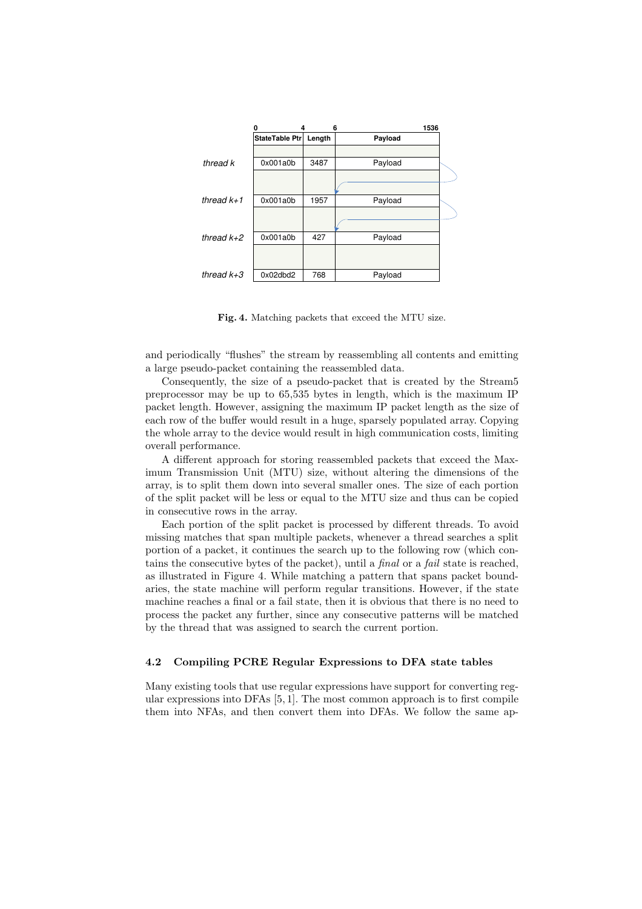|  | 0 | 4 | 6 1536 |
|---|---|---|---|
|  | StateTable Ptr | Length | Payload |
|  |  |  |  |
| thread k | 0x001a0b | 3487 | Payload |
|  |  |  |  |
| thread k+1 | 0x001a0b | 1957 | Payload |
|  |  |  |  |
| thread k+2 | 0x001a0b | 427 | Payload |
|  |  |  |  |
| thread k+3 | 0x02dbd2 | 768 | Payload |

**Fig. 4.** Matching packets that exceed the MTU size.

and periodically "flushes" the stream by reassembling all contents and emitting a large pseudo-packet containing the reassembled data.

Consequently, the size of a pseudo-packet that is created by the Stream5 preprocessor may be up to 65,535 bytes in length, which is the maximum IP packet length. However, assigning the maximum IP packet length as the size of each row of the buffer would result in a huge, sparsely populated array. Copying the whole array to the device would result in high communication costs, limiting overall performance.

A different approach for storing reassembled packets that exceed the Maximum Transmission Unit (MTU) size, without altering the dimensions of the array, is to split them down into several smaller ones. The size of each portion of the split packet will be less or equal to the MTU size and thus can be copied in consecutive rows in the array.

Each portion of the split packet is processed by different threads. To avoid missing matches that span multiple packets, whenever a thread searches a split portion of a packet, it continues the search up to the following row (which contains the consecutive bytes of the packet), until a *final* or a *fail* state is reached, as illustrated in Figure 4. While matching a pattern that spans packet boundaries, the state machine will perform regular transitions. However, if the state machine reaches a final or a fail state, then it is obvious that there is no need to process the packet any further, since any consecutive patterns will be matched by the thread that was assigned to search the current portion.

### 4.2 Compiling PCRE Regular Expressions to DFA state tables

Many existing tools that use regular expressions have support for converting regular expressions into DFAs [5, 1]. The most common approach is to first compile them into NFAs, and then convert them into DFAs. We follow the same ap-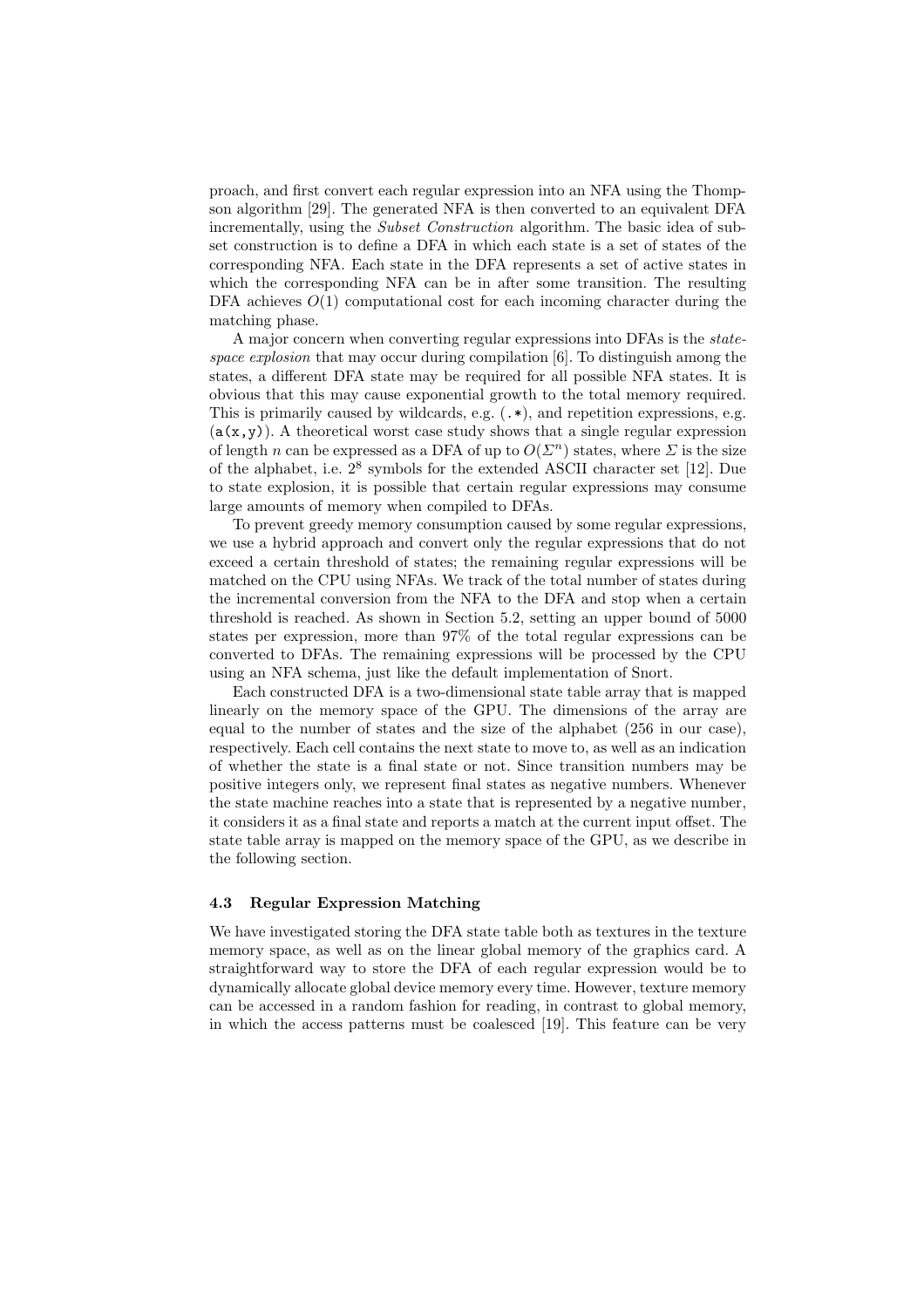proach, and first convert each regular expression into an NFA using the Thompson algorithm [29]. The generated NFA is then converted to an equivalent DFA incrementally, using the *Subset Construction* algorithm. The basic idea of subset construction is to define a DFA in which each state is a set of states of the corresponding NFA. Each state in the DFA represents a set of active states in which the corresponding NFA can be in after some transition. The resulting DFA achieves $O(1)$ computational cost for each incoming character during the matching phase.

A major concern when converting regular expressions into DFAs is the *state-space explosion* that may occur during compilation [6]. To distinguish among the states, a different DFA state may be required for all possible NFA states. It is obvious that this may cause exponential growth to the total memory required. This is primarily caused by wildcards, e.g. (`.*`), and repetition expressions, e.g. (`a(x,y)`). A theoretical worst case study shows that a single regular expression of length $n$ can be expressed as a DFA of up to $O(\Sigma^n)$ states, where $\Sigma$ is the size of the alphabet, i.e. $2^8$ symbols for the extended ASCII character set [12]. Due to state explosion, it is possible that certain regular expressions may consume large amounts of memory when compiled to DFAs.

To prevent greedy memory consumption caused by some regular expressions, we use a hybrid approach and convert only the regular expressions that do not exceed a certain threshold of states; the remaining regular expressions will be matched on the CPU using NFAs. We track of the total number of states during the incremental conversion from the NFA to the DFA and stop when a certain threshold is reached. As shown in Section 5.2, setting an upper bound of 5000 states per expression, more than 97% of the total regular expressions can be converted to DFAs. The remaining expressions will be processed by the CPU using an NFA schema, just like the default implementation of Snort.

Each constructed DFA is a two-dimensional state table array that is mapped linearly on the memory space of the GPU. The dimensions of the array are equal to the number of states and the size of the alphabet (256 in our case), respectively. Each cell contains the next state to move to, as well as an indication of whether the state is a final state or not. Since transition numbers may be positive integers only, we represent final states as negative numbers. Whenever the state machine reaches into a state that is represented by a negative number, it considers it as a final state and reports a match at the current input offset. The state table array is mapped on the memory space of the GPU, as we describe in the following section.

### 4.3 Regular Expression Matching

We have investigated storing the DFA state table both as textures in the texture memory space, as well as on the linear global memory of the graphics card. A straightforward way to store the DFA of each regular expression would be to dynamically allocate global device memory every time. However, texture memory can be accessed in a random fashion for reading, in contrast to global memory, in which the access patterns must be coalesced [19]. This feature can be very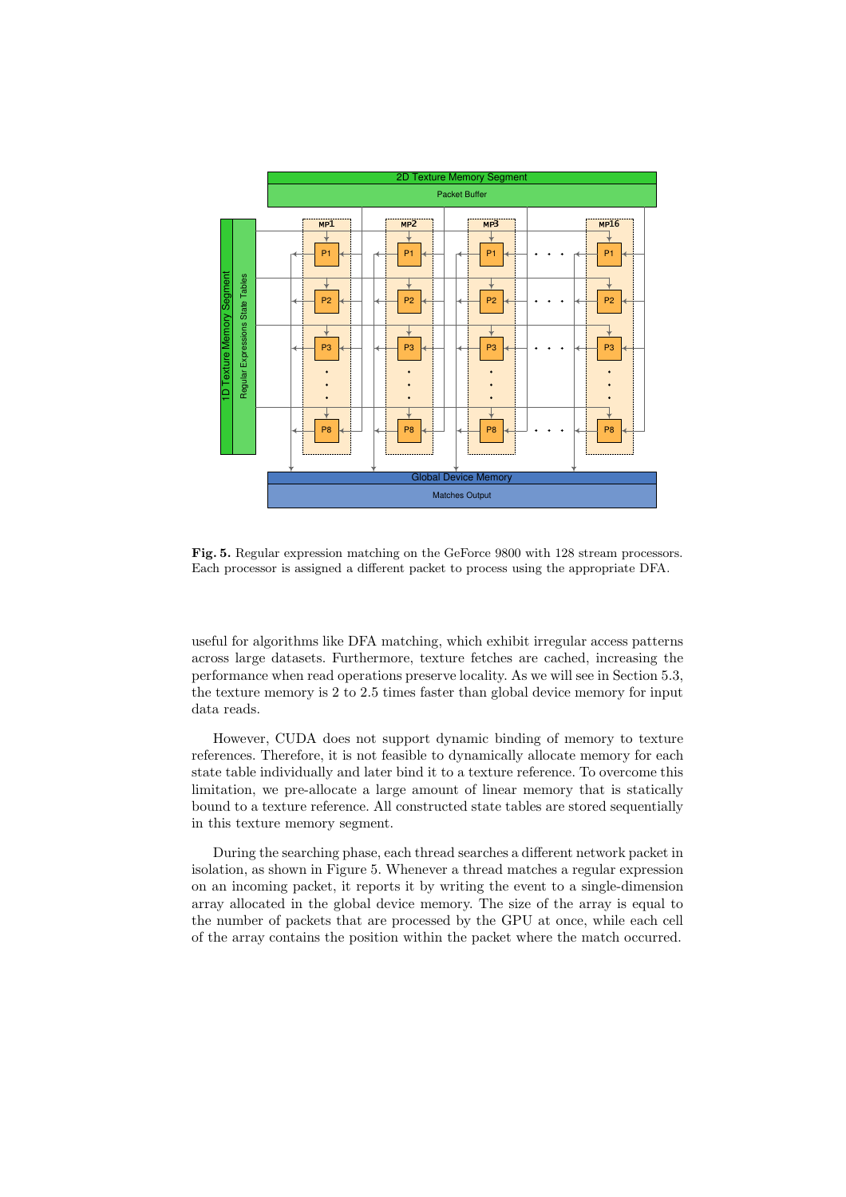**Fig. 5.** Regular expression matching on the GeForce 9800 with 128 stream processors. Each processor is assigned a different packet to process using the appropriate DFA.

useful for algorithms like DFA matching, which exhibit irregular access patterns across large datasets. Furthermore, texture fetches are cached, increasing the performance when read operations preserve locality. As we will see in Section 5.3, the texture memory is 2 to 2.5 times faster than global device memory for input data reads.

However, CUDA does not support dynamic binding of memory to texture references. Therefore, it is not feasible to dynamically allocate memory for each state table individually and later bind it to a texture reference. To overcome this limitation, we pre-allocate a large amount of linear memory that is statically bound to a texture reference. All constructed state tables are stored sequentially in this texture memory segment.

During the searching phase, each thread searches a different network packet in isolation, as shown in Figure 5. Whenever a thread matches a regular expression on an incoming packet, it reports it by writing the event to a single-dimension array allocated in the global device memory. The size of the array is equal to the number of packets that are processed by the GPU at once, while each cell of the array contains the position within the packet where the match occurred.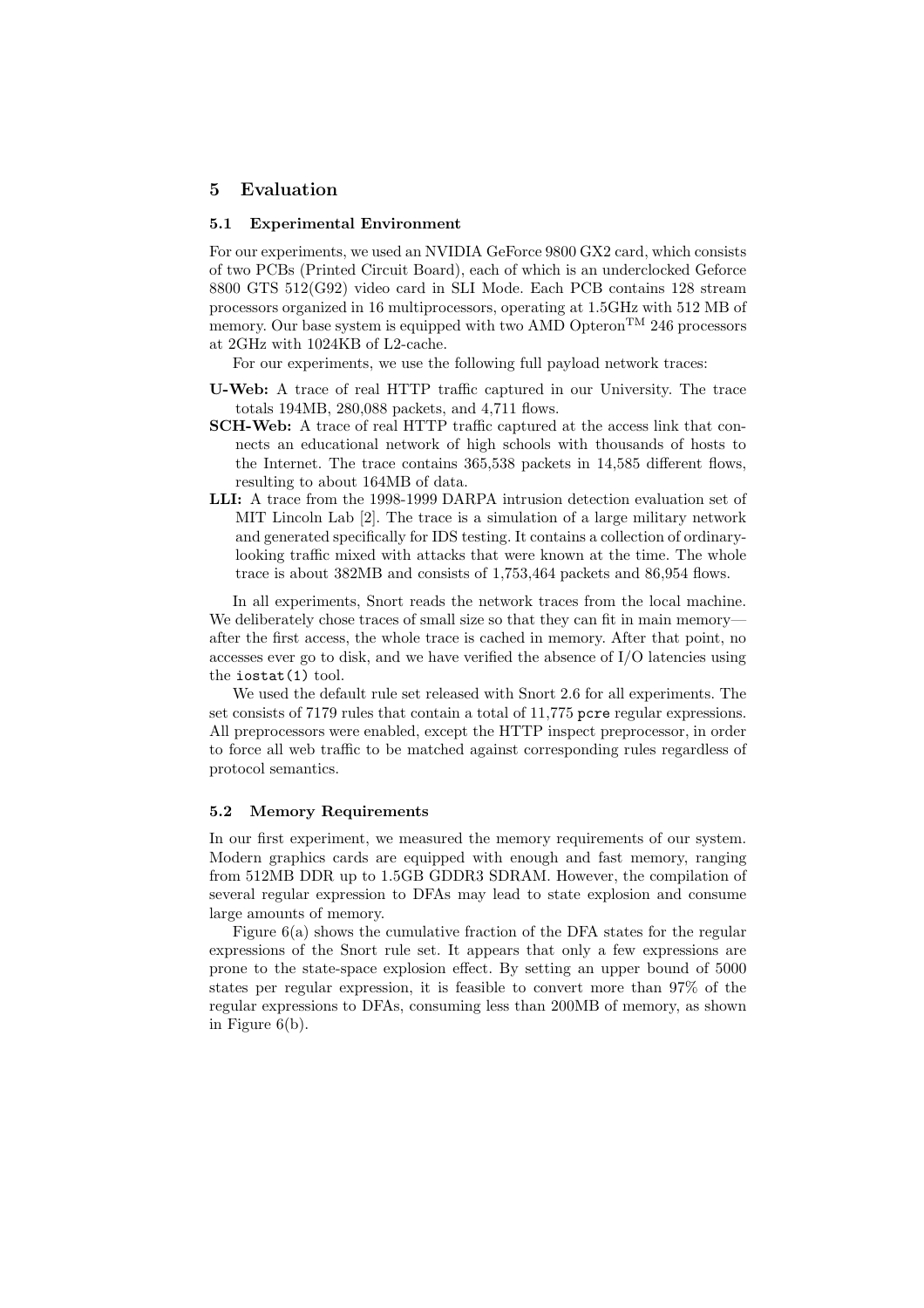## 5 Evaluation

### 5.1 Experimental Environment

For our experiments, we used an NVIDIA GeForce 9800 GX2 card, which consists of two PCBs (Printed Circuit Board), each of which is an underclocked Geforce 8800 GTS 512(G92) video card in SLI Mode. Each PCB contains 128 stream processors organized in 16 multiprocessors, operating at 1.5GHz with 512 MB of memory. Our base system is equipped with two AMD Opteron$^{TM}$ 246 processors at 2GHz with 1024KB of L2-cache.

For our experiments, we use the following full payload network traces:

- **U-Web:** A trace of real HTTP traffic captured in our University. The trace totals 194MB, 280,088 packets, and 4,711 flows.
- **SCH-Web:** A trace of real HTTP traffic captured at the access link that connects an educational network of high schools with thousands of hosts to the Internet. The trace contains 365,538 packets in 14,585 different flows, resulting to about 164MB of data.
- **LLI:** A trace from the 1998-1999 DARPA intrusion detection evaluation set of MIT Lincoln Lab [2]. The trace is a simulation of a large military network and generated specifically for IDS testing. It contains a collection of ordinary-looking traffic mixed with attacks that were known at the time. The whole trace is about 382MB and consists of 1,753,464 packets and 86,954 flows.

In all experiments, Snort reads the network traces from the local machine. We deliberately chose traces of small size so that they can fit in main memory—after the first access, the whole trace is cached in memory. After that point, no accesses ever go to disk, and we have verified the absence of I/O latencies using the `iostat(1)` tool.

We used the default rule set released with Snort 2.6 for all experiments. The set consists of 7179 rules that contain a total of 11,775 `pcre` regular expressions. All preprocessors were enabled, except the HTTP inspect preprocessor, in order to force all web traffic to be matched against corresponding rules regardless of protocol semantics.

### 5.2 Memory Requirements

In our first experiment, we measured the memory requirements of our system. Modern graphics cards are equipped with enough and fast memory, ranging from 512MB DDR up to 1.5GB GDDR3 SDRAM. However, the compilation of several regular expression to DFAs may lead to state explosion and consume large amounts of memory.

Figure 6(a) shows the cumulative fraction of the DFA states for the regular expressions of the Snort rule set. It appears that only a few expressions are prone to the state-space explosion effect. By setting an upper bound of 5000 states per regular expression, it is feasible to convert more than 97% of the regular expressions to DFAs, consuming less than 200MB of memory, as shown in Figure 6(b).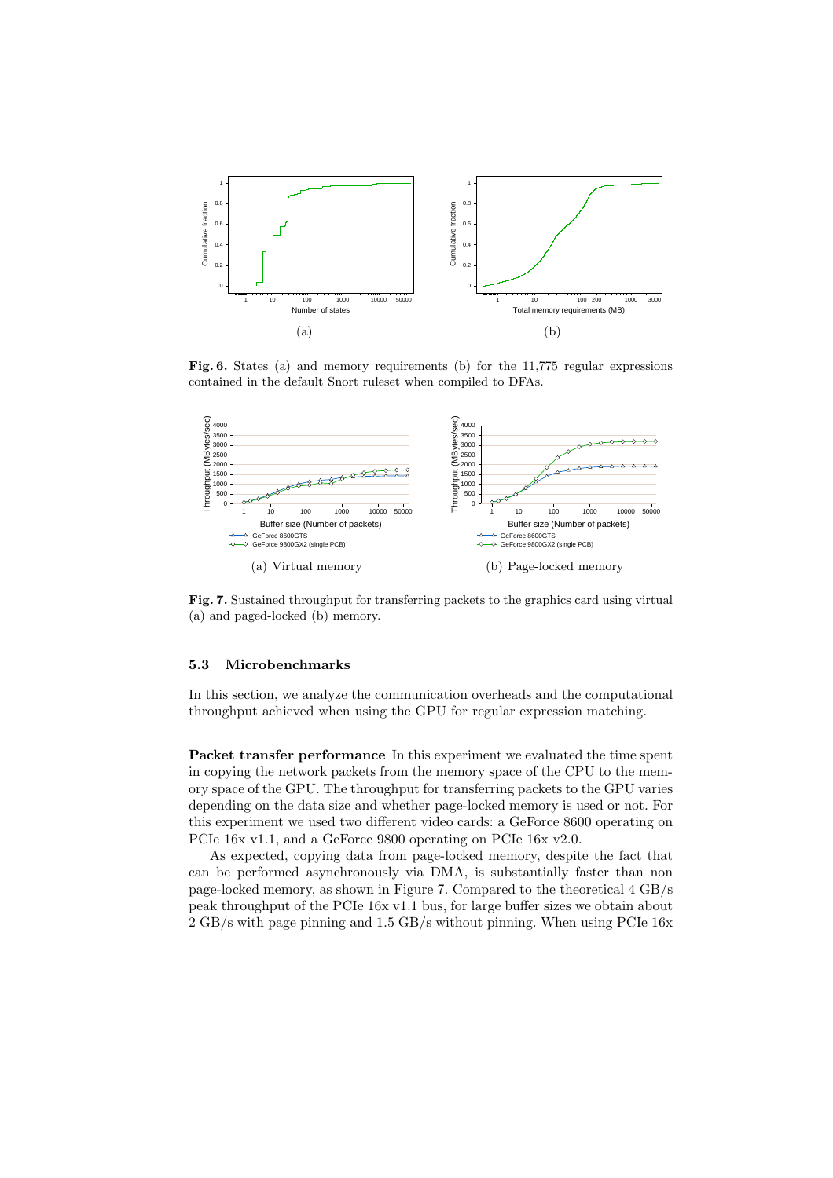**Fig. 6.** States (a) and memory requirements (b) for the 11,775 regular expressions contained in the default Snort ruleset when compiled to DFAs.

**Fig. 7.** Sustained throughput for transferring packets to the graphics card using virtual (a) and paged-locked (b) memory.

### 5.3 Microbenchmarks

In this section, we analyze the communication overheads and the computational throughput achieved when using the GPU for regular expression matching.

**Packet transfer performance** In this experiment we evaluated the time spent in copying the network packets from the memory space of the CPU to the memory space of the GPU. The throughput for transferring packets to the GPU varies depending on the data size and whether page-locked memory is used or not. For this experiment we used two different video cards: a GeForce 8600 operating on PCIe 16x v1.1, and a GeForce 9800 operating on PCIe 16x v2.0.

As expected, copying data from page-locked memory, despite the fact that can be performed asynchronously via DMA, is substantially faster than non page-locked memory, as shown in Figure 7. Compared to the theoretical 4 GB/s peak throughput of the PCIe 16x v1.1 bus, for large buffer sizes we obtain about 2 GB/s with page pinning and 1.5 GB/s without pinning. When using PCIe 16x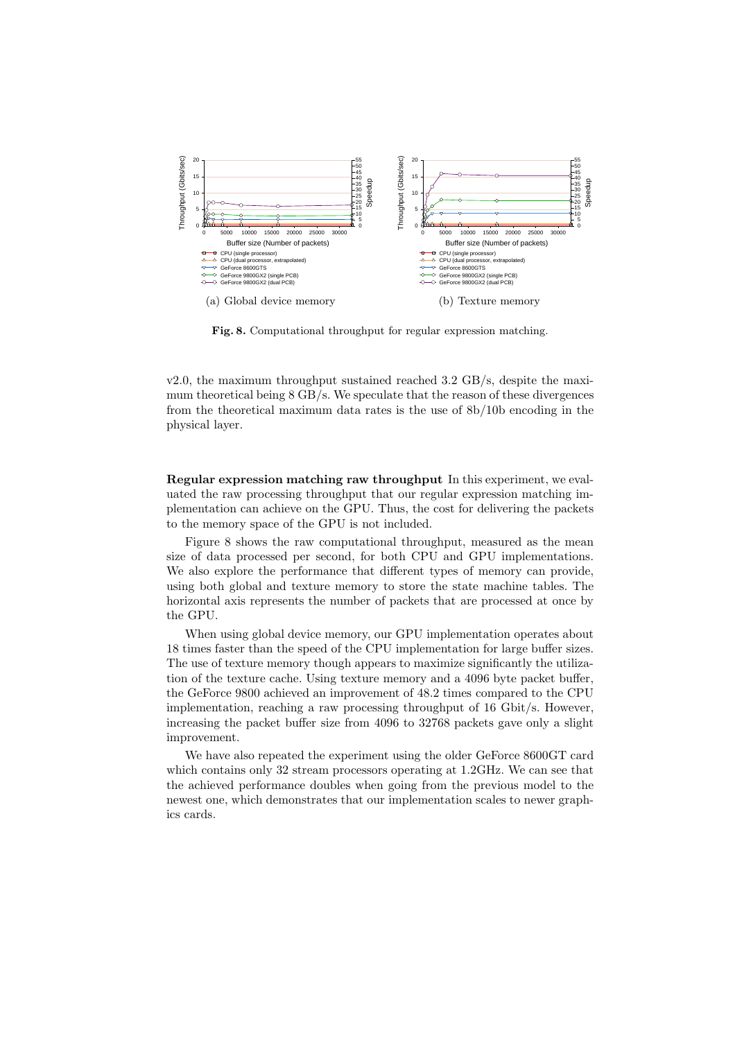(a) Global device memory

(b) Texture memory

**Fig. 8.** Computational throughput for regular expression matching.

v2.0, the maximum throughput sustained reached 3.2 GB/s, despite the maximum theoretical being 8 GB/s. We speculate that the reason of these divergences from the theoretical maximum data rates is the use of 8b/10b encoding in the physical layer.

**Regular expression matching raw throughput** In this experiment, we evaluated the raw processing throughput that our regular expression matching implementation can achieve on the GPU. Thus, the cost for delivering the packets to the memory space of the GPU is not included.

Figure 8 shows the raw computational throughput, measured as the mean size of data processed per second, for both CPU and GPU implementations. We also explore the performance that different types of memory can provide, using both global and texture memory to store the state machine tables. The horizontal axis represents the number of packets that are processed at once by the GPU.

When using global device memory, our GPU implementation operates about 18 times faster than the speed of the CPU implementation for large buffer sizes. The use of texture memory though appears to maximize significantly the utilization of the texture cache. Using texture memory and a 4096 byte packet buffer, the GeForce 9800 achieved an improvement of 48.2 times compared to the CPU implementation, reaching a raw processing throughput of 16 Gbit/s. However, increasing the packet buffer size from 4096 to 32768 packets gave only a slight improvement.

We have also repeated the experiment using the older GeForce 8600GT card which contains only 32 stream processors operating at 1.2GHz. We can see that the achieved performance doubles when going from the previous model to the newest one, which demonstrates that our implementation scales to newer graphics cards.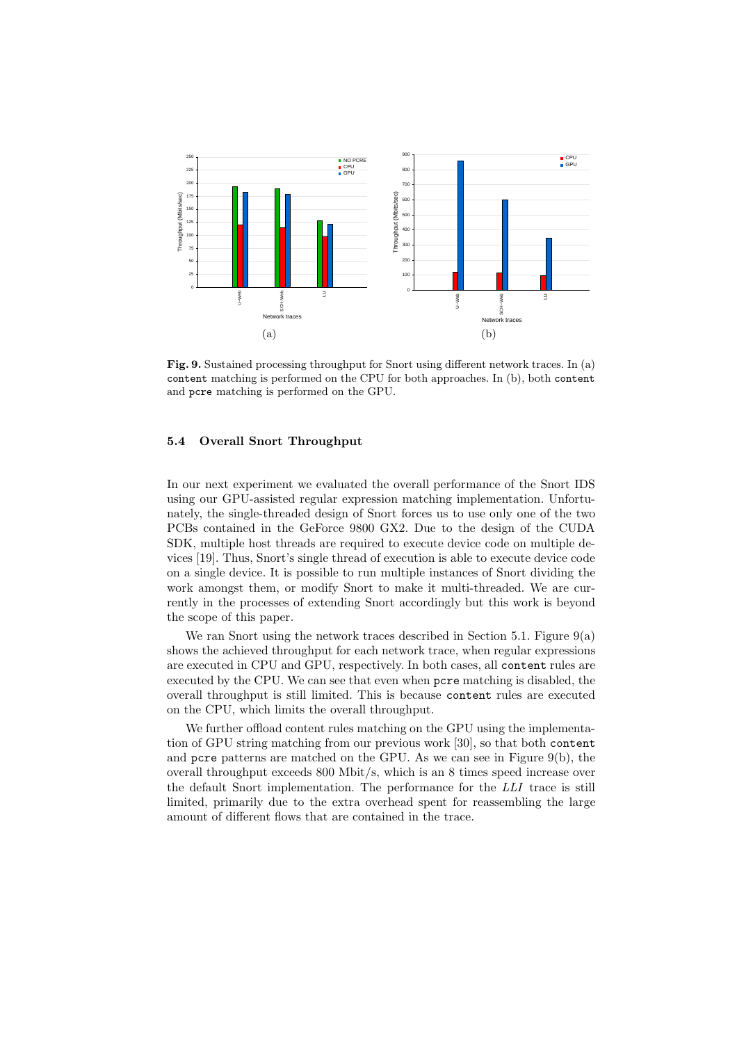**Fig. 9.** Sustained processing throughput for Snort using different network traces. In (a) `content` matching is performed on the CPU for both approaches. In (b), both `content` and `pcre` matching is performed on the GPU.

### 5.4 Overall Snort Throughput

In our next experiment we evaluated the overall performance of the Snort IDS using our GPU-assisted regular expression matching implementation. Unfortunately, the single-threaded design of Snort forces us to use only one of the two PCBs contained in the GeForce 9800 GX2. Due to the design of the CUDA SDK, multiple host threads are required to execute device code on multiple devices [19]. Thus, Snort's single thread of execution is able to execute device code on a single device. It is possible to run multiple instances of Snort dividing the work amongst them, or modify Snort to make it multi-threaded. We are currently in the processes of extending Snort accordingly but this work is beyond the scope of this paper.

We ran Snort using the network traces described in Section 5.1. Figure 9(a) shows the achieved throughput for each network trace, when regular expressions are executed in CPU and GPU, respectively. In both cases, all `content` rules are executed by the CPU. We can see that even when `pcre` matching is disabled, the overall throughput is still limited. This is because `content` rules are executed on the CPU, which limits the overall throughput.

We further offload content rules matching on the GPU using the implementation of GPU string matching from our previous work [30], so that both `content` and `pcre` patterns are matched on the GPU. As we can see in Figure 9(b), the overall throughput exceeds 800 Mbit/s, which is an 8 times speed increase over the default Snort implementation. The performance for the *LLI* trace is still limited, primarily due to the extra overhead spent for reassembling the large amount of different flows that are contained in the trace.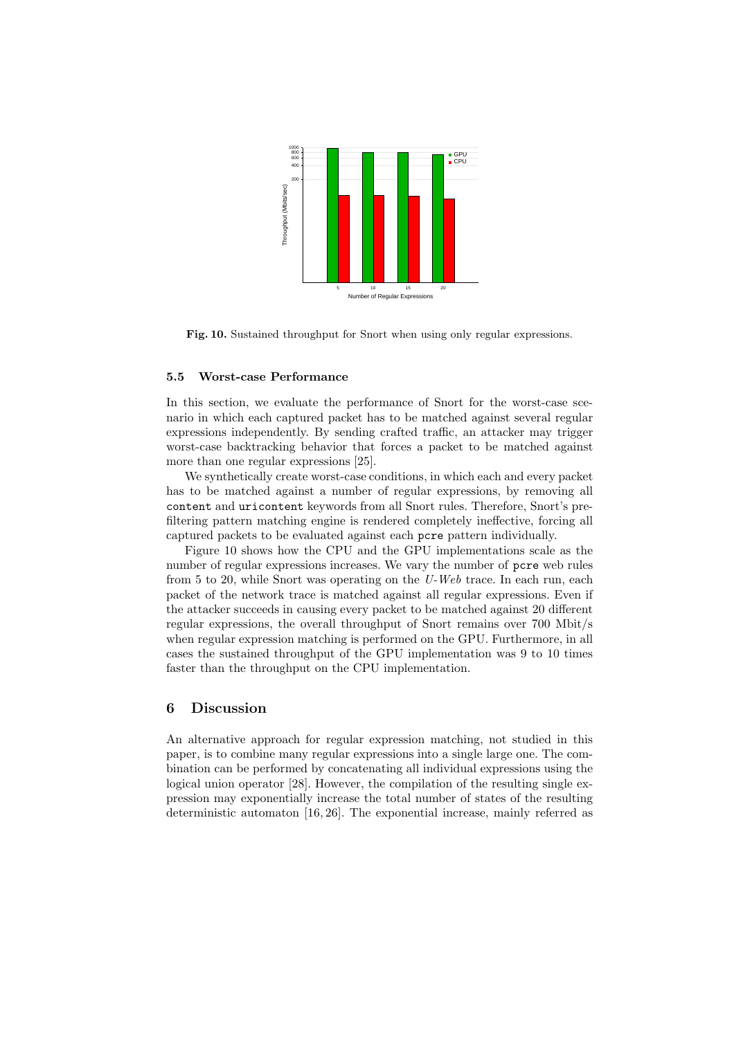Fig. 10. Sustained throughput for Snort when using only regular expressions.

### 5.5 Worst-case Performance

In this section, we evaluate the performance of Snort for the worst-case scenario in which each captured packet has to be matched against several regular expressions independently. By sending crafted traffic, an attacker may trigger worst-case backtracking behavior that forces a packet to be matched against more than one regular expressions [25].

We synthetically create worst-case conditions, in which each and every packet has to be matched against a number of regular expressions, by removing all `content` and `uricontent` keywords from all Snort rules. Therefore, Snort's prefiltering pattern matching engine is rendered completely ineffective, forcing all captured packets to be evaluated against each `pcre` pattern individually.

Figure 10 shows how the CPU and the GPU implementations scale as the number of regular expressions increases. We vary the number of `pcre` web rules from 5 to 20, while Snort was operating on the *U-Web* trace. In each run, each packet of the network trace is matched against all regular expressions. Even if the attacker succeeds in causing every packet to be matched against 20 different regular expressions, the overall throughput of Snort remains over 700 Mbit/s when regular expression matching is performed on the GPU. Furthermore, in all cases the sustained throughput of the GPU implementation was 9 to 10 times faster than the throughput on the CPU implementation.

## 6 Discussion

An alternative approach for regular expression matching, not studied in this paper, is to combine many regular expressions into a single large one. The combination can be performed by concatenating all individual expressions using the logical union operator [28]. However, the compilation of the resulting single expression may exponentially increase the total number of states of the resulting deterministic automaton [16, 26]. The exponential increase, mainly referred as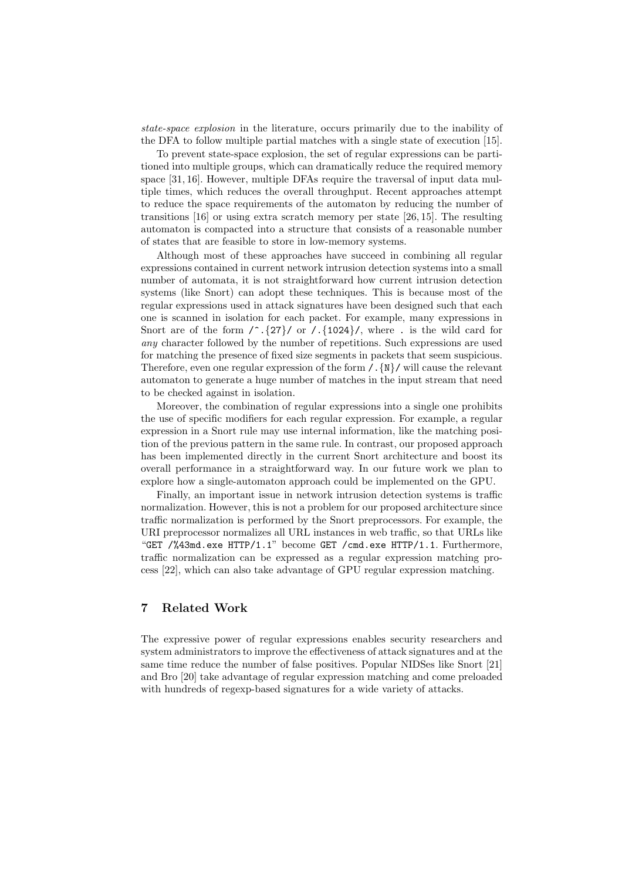*state-space explosion* in the literature, occurs primarily due to the inability of the DFA to follow multiple partial matches with a single state of execution [15].

To prevent state-space explosion, the set of regular expressions can be partitioned into multiple groups, which can dramatically reduce the required memory space [31, 16]. However, multiple DFAs require the traversal of input data multiple times, which reduces the overall throughput. Recent approaches attempt to reduce the space requirements of the automaton by reducing the number of transitions [16] or using extra scratch memory per state [26, 15]. The resulting automaton is compacted into a structure that consists of a reasonable number of states that are feasible to store in low-memory systems.

Although most of these approaches have succeed in combining all regular expressions contained in current network intrusion detection systems into a small number of automata, it is not straightforward how current intrusion detection systems (like Snort) can adopt these techniques. This is because most of the regular expressions used in attack signatures have been designed such that each one is scanned in isolation for each packet. For example, many expressions in Snort are of the form `/^.{27}/` or `/.{1024}/`, where `.` is the wild card for *any* character followed by the number of repetitions. Such expressions are used for matching the presence of fixed size segments in packets that seem suspicious. Therefore, even one regular expression of the form `/.{N}/` will cause the relevant automaton to generate a huge number of matches in the input stream that need to be checked against in isolation.

Moreover, the combination of regular expressions into a single one prohibits the use of specific modifiers for each regular expression. For example, a regular expression in a Snort rule may use internal information, like the matching position of the previous pattern in the same rule. In contrast, our proposed approach has been implemented directly in the current Snort architecture and boost its overall performance in a straightforward way. In our future work we plan to explore how a single-automaton approach could be implemented on the GPU.

Finally, an important issue in network intrusion detection systems is traffic normalization. However, this is not a problem for our proposed architecture since traffic normalization is performed by the Snort preprocessors. For example, the URI preprocessor normalizes all URL instances in web traffic, so that URLs like "`GET /%43md.exe HTTP/1.1`" become `GET /cmd.exe HTTP/1.1`. Furthermore, traffic normalization can be expressed as a regular expression matching process [22], which can also take advantage of GPU regular expression matching.

## 7 Related Work

The expressive power of regular expressions enables security researchers and system administrators to improve the effectiveness of attack signatures and at the same time reduce the number of false positives. Popular NIDSes like Snort [21] and Bro [20] take advantage of regular expression matching and come preloaded with hundreds of regexp-based signatures for a wide variety of attacks.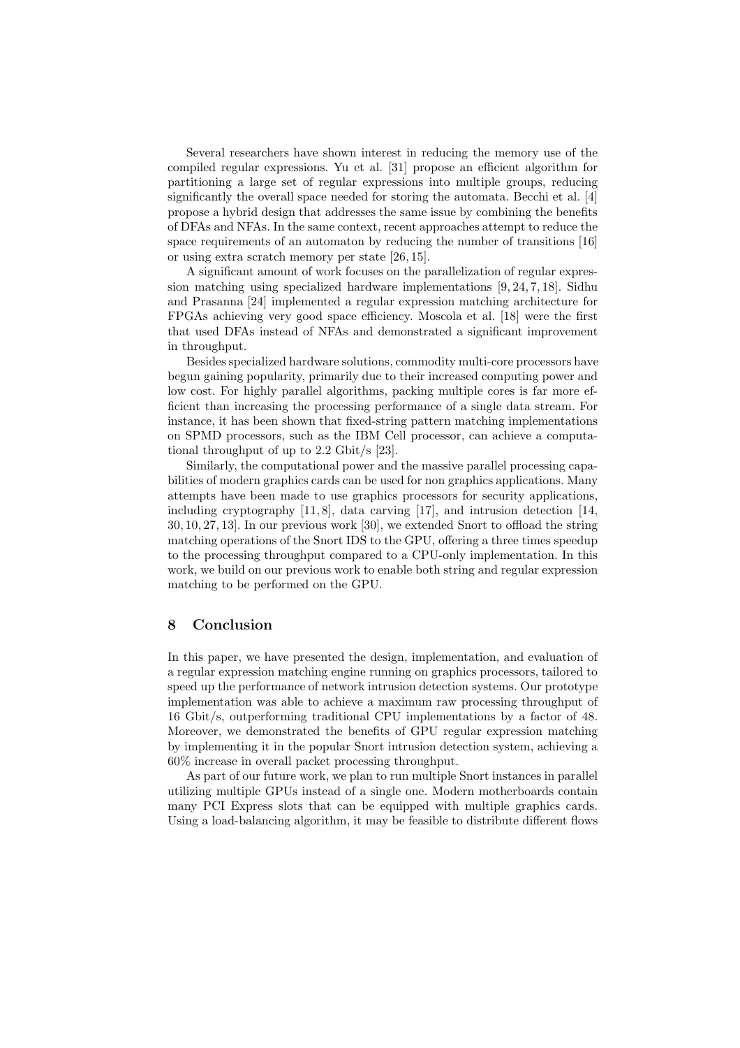Several researchers have shown interest in reducing the memory use of the compiled regular expressions. Yu et al. [31] propose an efficient algorithm for partitioning a large set of regular expressions into multiple groups, reducing significantly the overall space needed for storing the automata. Becchi et al. [4] propose a hybrid design that addresses the same issue by combining the benefits of DFAs and NFAs. In the same context, recent approaches attempt to reduce the space requirements of an automaton by reducing the number of transitions [16] or using extra scratch memory per state [26, 15].

A significant amount of work focuses on the parallelization of regular expression matching using specialized hardware implementations [9, 24, 7, 18]. Sidhu and Prasanna [24] implemented a regular expression matching architecture for FPGAs achieving very good space efficiency. Moscola et al. [18] were the first that used DFAs instead of NFAs and demonstrated a significant improvement in throughput.

Besides specialized hardware solutions, commodity multi-core processors have begun gaining popularity, primarily due to their increased computing power and low cost. For highly parallel algorithms, packing multiple cores is far more efficient than increasing the processing performance of a single data stream. For instance, it has been shown that fixed-string pattern matching implementations on SPMD processors, such as the IBM Cell processor, can achieve a computational throughput of up to 2.2 Gbit/s [23].

Similarly, the computational power and the massive parallel processing capabilities of modern graphics cards can be used for non graphics applications. Many attempts have been made to use graphics processors for security applications, including cryptography [11, 8], data carving [17], and intrusion detection [14, 30, 10, 27, 13]. In our previous work [30], we extended Snort to offload the string matching operations of the Snort IDS to the GPU, offering a three times speedup to the processing throughput compared to a CPU-only implementation. In this work, we build on our previous work to enable both string and regular expression matching to be performed on the GPU.

## 8 Conclusion

In this paper, we have presented the design, implementation, and evaluation of a regular expression matching engine running on graphics processors, tailored to speed up the performance of network intrusion detection systems. Our prototype implementation was able to achieve a maximum raw processing throughput of 16 Gbit/s, outperforming traditional CPU implementations by a factor of 48. Moreover, we demonstrated the benefits of GPU regular expression matching by implementing it in the popular Snort intrusion detection system, achieving a 60% increase in overall packet processing throughput.

As part of our future work, we plan to run multiple Snort instances in parallel utilizing multiple GPUs instead of a single one. Modern motherboards contain many PCI Express slots that can be equipped with multiple graphics cards. Using a load-balancing algorithm, it may be feasible to distribute different flows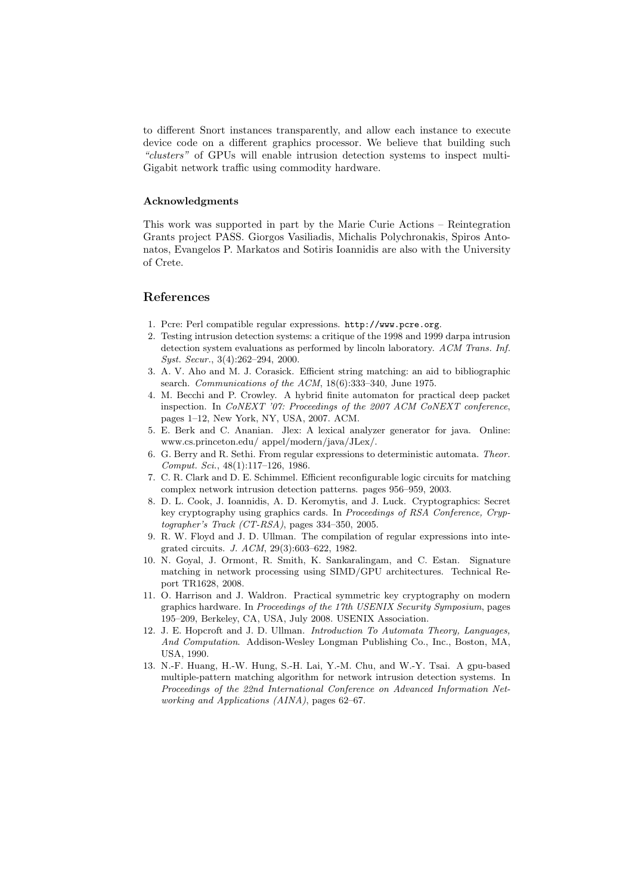to different Snort instances transparently, and allow each instance to execute device code on a different graphics processor. We believe that building such *"clusters"* of GPUs will enable intrusion detection systems to inspect multi-Gigabit network traffic using commodity hardware.

### Acknowledgments

This work was supported in part by the Marie Curie Actions – Reintegration Grants project PASS. Giorgos Vasiliadis, Michalis Polychronakis, Spiros Antonatos, Evangelos P. Markatos and Sotiris Ioannidis are also with the University of Crete.

## References

1. Pcre: Perl compatible regular expressions. `http://www.pcre.org`.
2. Testing intrusion detection systems: a critique of the 1998 and 1999 darpa intrusion detection system evaluations as performed by lincoln laboratory. *ACM Trans. Inf. Syst. Secur.*, 3(4):262–294, 2000.
3. A. V. Aho and M. J. Corasick. Efficient string matching: an aid to bibliographic search. *Communications of the ACM*, 18(6):333–340, June 1975.
4. M. Becchi and P. Crowley. A hybrid finite automaton for practical deep packet inspection. In *CoNEXT '07: Proceedings of the 2007 ACM CoNEXT conference*, pages 1–12, New York, NY, USA, 2007. ACM.
5. E. Berk and C. Ananian. Jlex: A lexical analyzer generator for java. Online: www.cs.princeton.edu/ appel/modern/java/JLex/.
6. G. Berry and R. Sethi. From regular expressions to deterministic automata. *Theor. Comput. Sci.*, 48(1):117–126, 1986.
7. C. R. Clark and D. E. Schimmel. Efficient reconfigurable logic circuits for matching complex network intrusion detection patterns. pages 956–959, 2003.
8. D. L. Cook, J. Ioannidis, A. D. Keromytis, and J. Luck. Cryptographics: Secret key cryptography using graphics cards. In *Proceedings of RSA Conference, Cryptographer's Track (CT-RSA)*, pages 334–350, 2005.
9. R. W. Floyd and J. D. Ullman. The compilation of regular expressions into integrated circuits. *J. ACM*, 29(3):603–622, 1982.
10. N. Goyal, J. Ormont, R. Smith, K. Sankaralingam, and C. Estan. Signature matching in network processing using SIMD/GPU architectures. Technical Report TR1628, 2008.
11. O. Harrison and J. Waldron. Practical symmetric key cryptography on modern graphics hardware. In *Proceedings of the 17th USENIX Security Symposium*, pages 195–209, Berkeley, CA, USA, July 2008. USENIX Association.
12. J. E. Hopcroft and J. D. Ullman. *Introduction To Automata Theory, Languages, And Computation*. Addison-Wesley Longman Publishing Co., Inc., Boston, MA, USA, 1990.
13. N.-F. Huang, H.-W. Hung, S.-H. Lai, Y.-M. Chu, and W.-Y. Tsai. A gpu-based multiple-pattern matching algorithm for network intrusion detection systems. In *Proceedings of the 22nd International Conference on Advanced Information Networking and Applications (AINA)*, pages 62–67.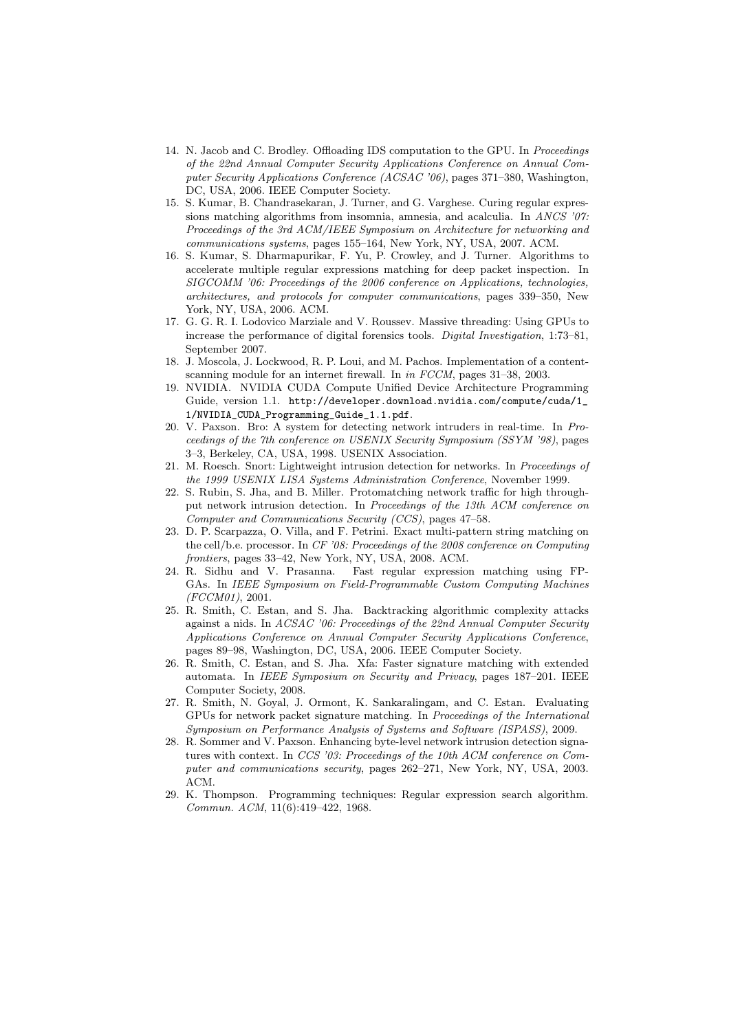14. N. Jacob and C. Brodley. Offloading IDS computation to the GPU. In *Proceedings of the 22nd Annual Computer Security Applications Conference on Annual Computer Security Applications Conference (ACSAC '06)*, pages 371–380, Washington, DC, USA, 2006. IEEE Computer Society.
15. S. Kumar, B. Chandrasekaran, J. Turner, and G. Varghese. Curing regular expressions matching algorithms from insomnia, amnesia, and acalculia. In *ANCS '07: Proceedings of the 3rd ACM/IEEE Symposium on Architecture for networking and communications systems*, pages 155–164, New York, NY, USA, 2007. ACM.
16. S. Kumar, S. Dharmapurikar, F. Yu, P. Crowley, and J. Turner. Algorithms to accelerate multiple regular expressions matching for deep packet inspection. In *SIGCOMM '06: Proceedings of the 2006 conference on Applications, technologies, architectures, and protocols for computer communications*, pages 339–350, New York, NY, USA, 2006. ACM.
17. G. G. R. I. Lodovico Marziale and V. Roussev. Massive threading: Using GPUs to increase the performance of digital forensics tools. *Digital Investigation*, 1:73–81, September 2007.
18. J. Moscola, J. Lockwood, R. P. Loui, and M. Pachos. Implementation of a content-scanning module for an internet firewall. In *in FCCM*, pages 31–38, 2003.
19. NVIDIA. NVIDIA CUDA Compute Unified Device Architecture Programming Guide, version 1.1. `http://developer.download.nvidia.com/compute/cuda/1_1/NVIDIA_CUDA_Programming_Guide_1.1.pdf`.
20. V. Paxson. Bro: A system for detecting network intruders in real-time. In *Proceedings of the 7th conference on USENIX Security Symposium (SSYM '98)*, pages 3–3, Berkeley, CA, USA, 1998. USENIX Association.
21. M. Roesch. Snort: Lightweight intrusion detection for networks. In *Proceedings of the 1999 USENIX LISA Systems Administration Conference*, November 1999.
22. S. Rubin, S. Jha, and B. Miller. Protomatching network traffic for high throughput network intrusion detection. In *Proceedings of the 13th ACM conference on Computer and Communications Security (CCS)*, pages 47–58.
23. D. P. Scarpazza, O. Villa, and F. Petrini. Exact multi-pattern string matching on the cell/b.e. processor. In *CF '08: Proceedings of the 2008 conference on Computing frontiers*, pages 33–42, New York, NY, USA, 2008. ACM.
24. R. Sidhu and V. Prasanna. Fast regular expression matching using FPGAs. In *IEEE Symposium on Field-Programmable Custom Computing Machines (FCCM01)*, 2001.
25. R. Smith, C. Estan, and S. Jha. Backtracking algorithmic complexity attacks against a nids. In *ACSAC '06: Proceedings of the 22nd Annual Computer Security Applications Conference on Annual Computer Security Applications Conference*, pages 89–98, Washington, DC, USA, 2006. IEEE Computer Society.
26. R. Smith, C. Estan, and S. Jha. Xfa: Faster signature matching with extended automata. In *IEEE Symposium on Security and Privacy*, pages 187–201. IEEE Computer Society, 2008.
27. R. Smith, N. Goyal, J. Ormont, K. Sankaralingam, and C. Estan. Evaluating GPUs for network packet signature matching. In *Proceedings of the International Symposium on Performance Analysis of Systems and Software (ISPASS)*, 2009.
28. R. Sommer and V. Paxson. Enhancing byte-level network intrusion detection signatures with context. In *CCS '03: Proceedings of the 10th ACM conference on Computer and communications security*, pages 262–271, New York, NY, USA, 2003. ACM.
29. K. Thompson. Programming techniques: Regular expression search algorithm. *Commun. ACM*, 11(6):419–422, 1968.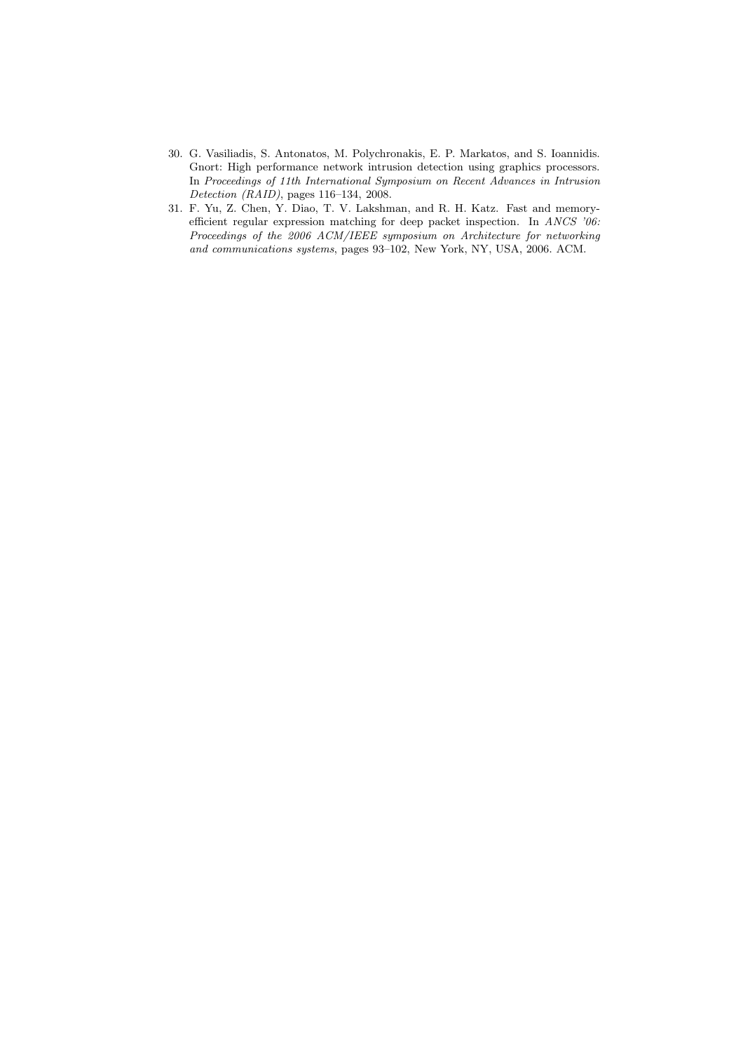30. G. Vasiliadis, S. Antonatos, M. Polychronakis, E. P. Markatos, and S. Ioannidis. Gnort: High performance network intrusion detection using graphics processors. In *Proceedings of 11th International Symposium on Recent Advances in Intrusion Detection (RAID)*, pages 116–134, 2008.
31. F. Yu, Z. Chen, Y. Diao, T. V. Lakshman, and R. H. Katz. Fast and memory-efficient regular expression matching for deep packet inspection. In *ANCS '06: Proceedings of the 2006 ACM/IEEE symposium on Architecture for networking and communications systems*, pages 93–102, New York, NY, USA, 2006. ACM.